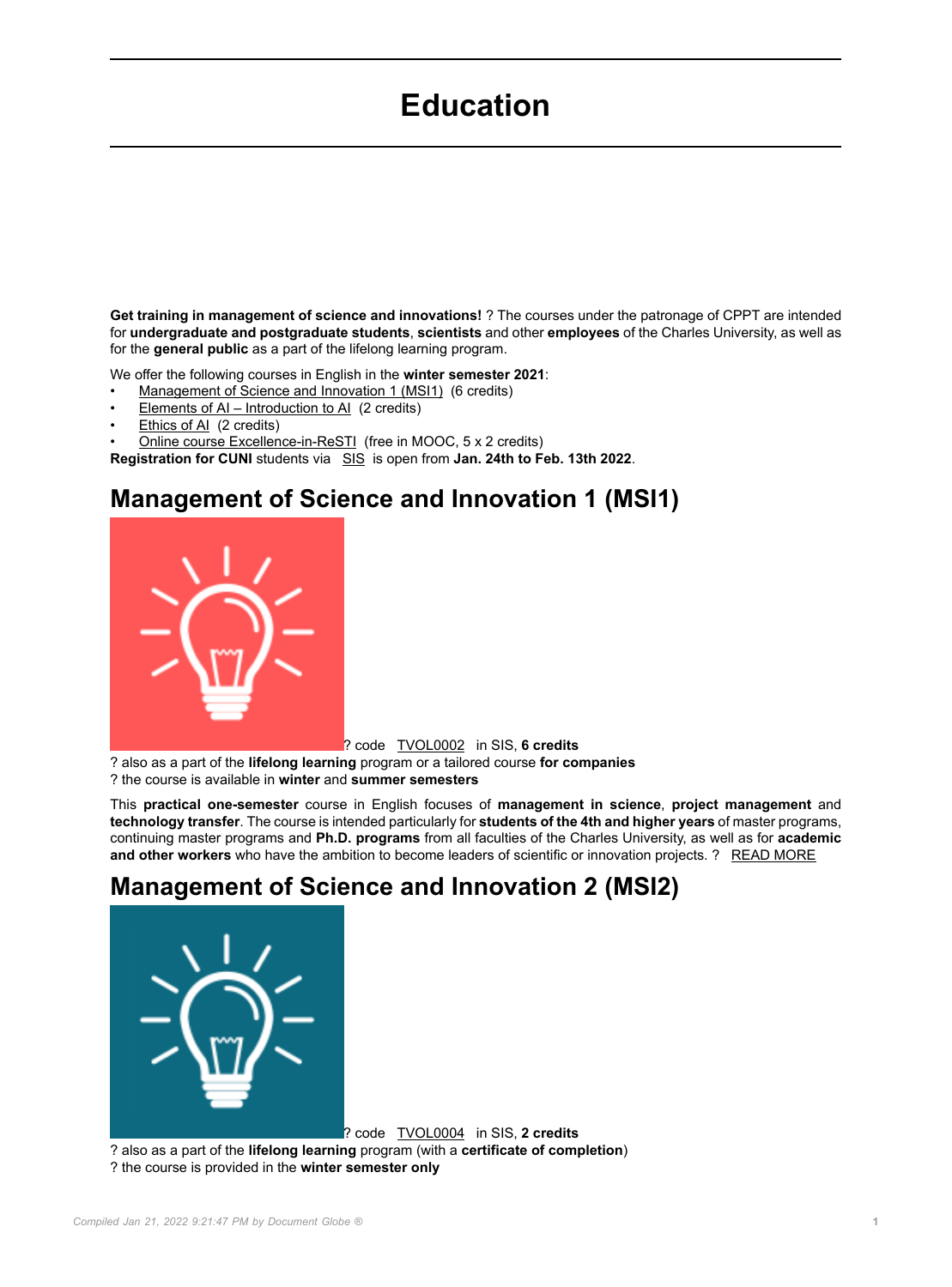# Education

**Get training in management of science and innovations!** ? The courses under the patronage of CPPT are intended for **undergraduate and postgraduate students**, **scientists** and other **employees** of the Charles University, as well as for the **general public** as a part of the lifelong learning program.

We offer the following courses in English in the **winter semester 2021**:

- Management of Science and Innovation 1 (MSI1) (6 credits)
- Elements of AI – Introduction to AI (2 credits)
- Ethics of AI (2 credits)
- Online course Excellence-in-ReSTI (free in MOOC, 5 x 2 credits)

**Registration for CUNI** students via SIS is open from **Jan. 24th to Feb. 13th 2022**.

## Management of Science and Innovation 1 (MSI1)

? code TVOL0002 in SIS, **6 credits**
? also as a part of the **lifelong learning** program or a tailored course **for companies**
? the course is available in **winter** and **summer semesters**

This **practical one-semester** course in English focuses of **management in science**, **project management** and **technology transfer**. The course is intended particularly for **students of the 4th and higher years** of master programs, continuing master programs and **Ph.D. programs** from all faculties of the Charles University, as well as for **academic and other workers** who have the ambition to become leaders of scientific or innovation projects. ? READ MORE

## Management of Science and Innovation 2 (MSI2)

? code TVOL0004 in SIS, **2 credits**
? also as a part of the **lifelong learning** program (with a **certificate of completion**)
? the course is provided in the **winter semester only**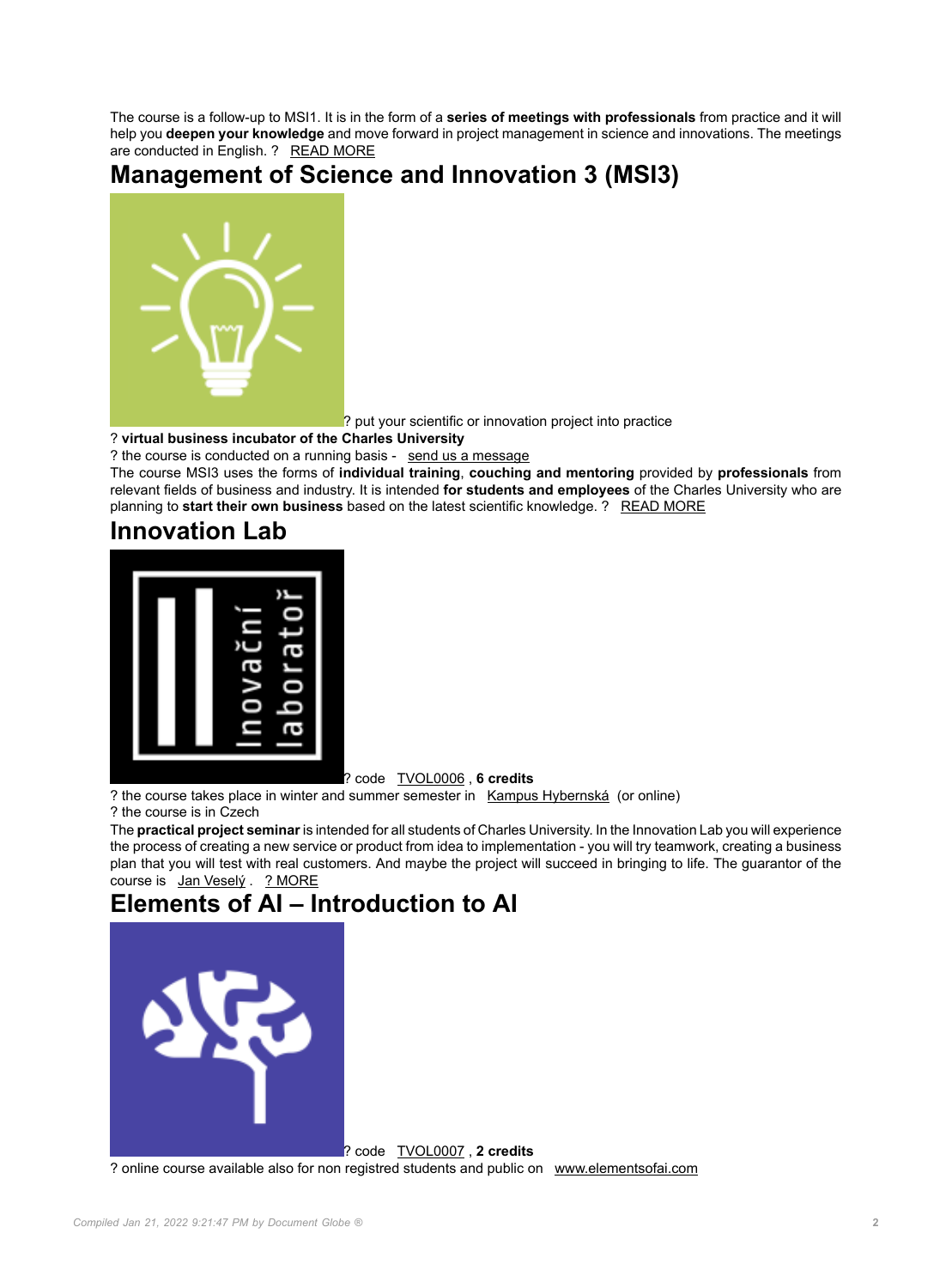The course is a follow-up to MSI1. It is in the form of a **series of meetings with professionals** from practice and it will help you **deepen your knowledge** and move forward in project management in science and innovations. The meetings are conducted in English. ? READ MORE

# Management of Science and Innovation 3 (MSI3)

? put your scientific or innovation project into practice

? **virtual business incubator of the Charles University**

? the course is conducted on a running basis - send us a message

The course MSI3 uses the forms of **individual training**, **couching and mentoring** provided by **professionals** from relevant fields of business and industry. It is intended **for students and employees** of the Charles University who are planning to **start their own business** based on the latest scientific knowledge. ? READ MORE

# Innovation Lab

? code TVOL0006 , **6 credits**

? the course takes place in winter and summer semester in Kampus Hybernská (or online)

? the course is in Czech

The **practical project seminar** is intended for all students of Charles University. In the Innovation Lab you will experience the process of creating a new service or product from idea to implementation - you will try teamwork, creating a business plan that you will test with real customers. And maybe the project will succeed in bringing to life. The guarantor of the course is Jan Veselý . ? MORE

# Elements of AI – Introduction to AI

? code TVOL0007 , **2 credits**

? online course available also for non registred students and public on www.elementsofai.com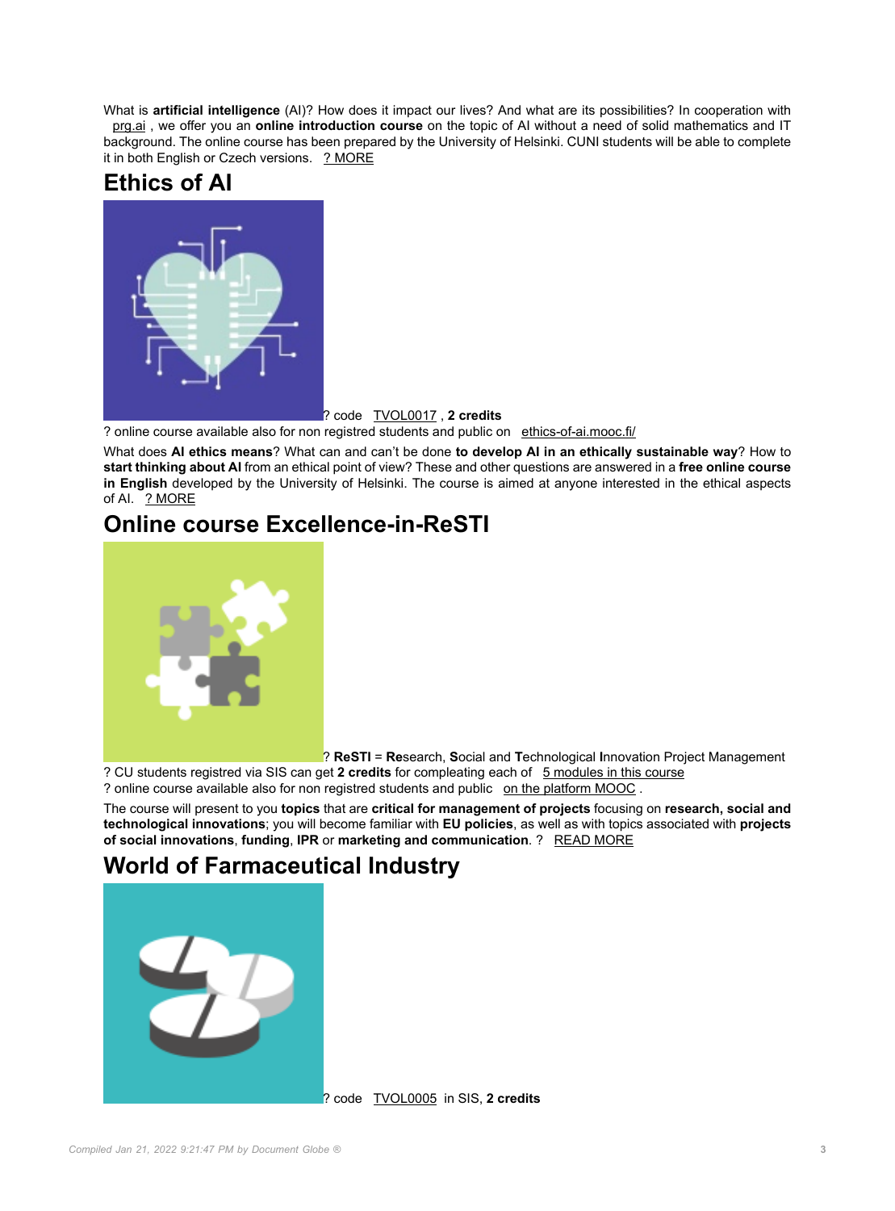What is **artificial intelligence** (AI)? How does it impact our lives? And what are its possibilities? In cooperation with prg.ai , we offer you an **online introduction course** on the topic of AI without a need of solid mathematics and IT background. The online course has been prepared by the University of Helsinki. CUNI students will be able to complete it in both English or Czech versions. ? MORE

# Ethics of AI

? code TVOL0017 , **2 credits**

? online course available also for non registred students and public on ethics-of-ai.mooc.fi/

What does **AI ethics means**? What can and can't be done **to develop AI in an ethically sustainable way**? How to **start thinking about AI** from an ethical point of view? These and other questions are answered in a **free online course in English** developed by the University of Helsinki. The course is aimed at anyone interested in the ethical aspects of AI. ? MORE

# Online course Excellence-in-ReSTI

? **ReSTI** = **Re**search, **S**ocial and **T**echnological **I**nnovation Project Management

? CU students registred via SIS can get **2 credits** for compleating each of 5 modules in this course

? online course available also for non registred students and public on the platform MOOC .

The course will present to you **topics** that are **critical for management of projects** focusing on **research, social and technological innovations**; you will become familiar with **EU policies**, as well as with topics associated with **projects of social innovations**, **funding**, **IPR** or **marketing and communication**. ? READ MORE

# World of Farmaceutical Industry

? code TVOL0005 in SIS, **2 credits**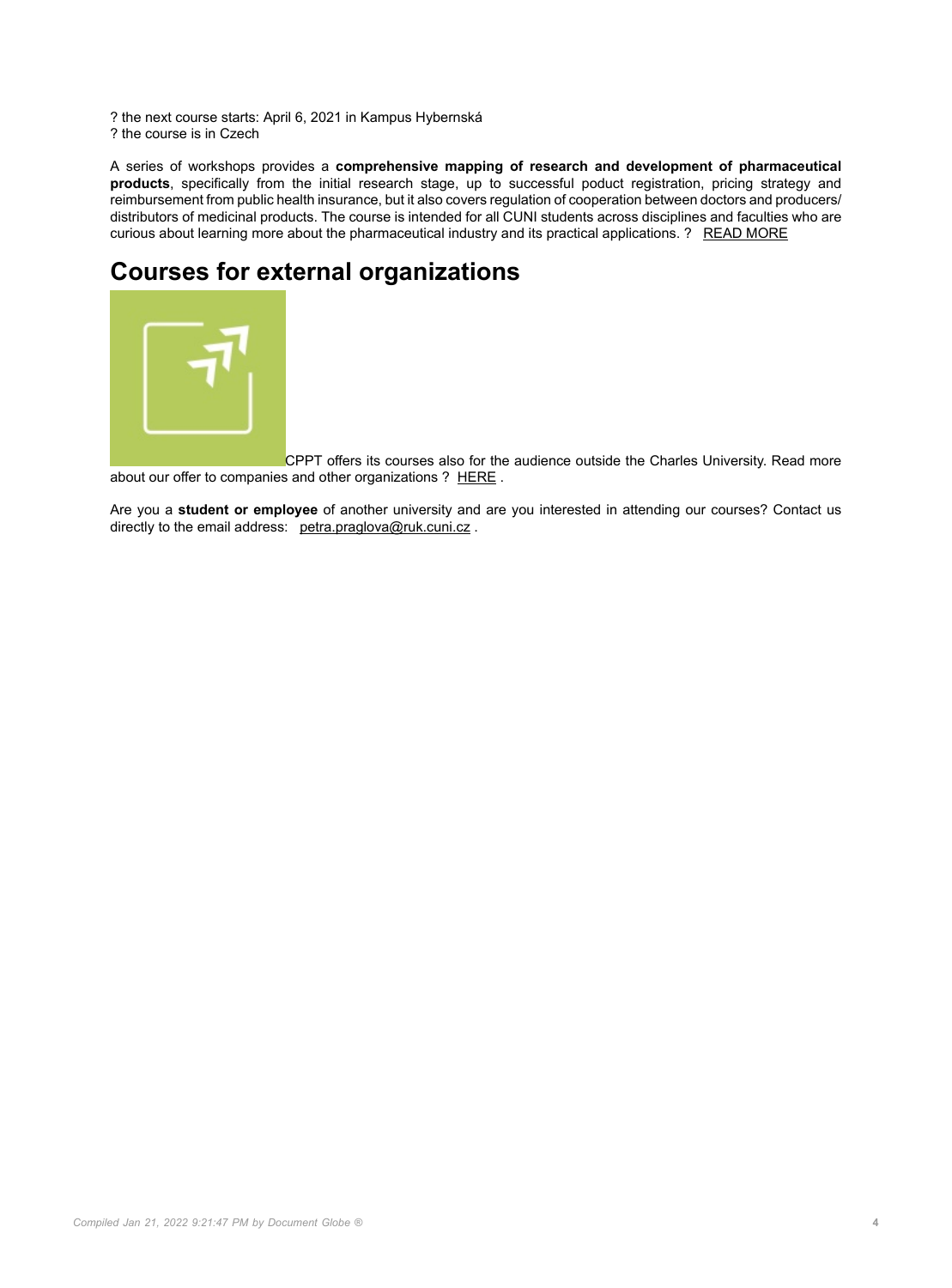? the next course starts: April 6, 2021 in Kampus Hybernská
? the course is in Czech

A series of workshops provides a **comprehensive mapping of research and development of pharmaceutical products**, specifically from the initial research stage, up to successful poduct registration, pricing strategy and reimbursement from public health insurance, but it also covers regulation of cooperation between doctors and producers/ distributors of medicinal products. The course is intended for all CUNI students across disciplines and faculties who are curious about learning more about the pharmaceutical industry and its practical applications. ? READ MORE

## Courses for external organizations

CPPT offers its courses also for the audience outside the Charles University. Read more about our offer to companies and other organizations ? HERE .

Are you a **student or employee** of another university and are you interested in attending our courses? Contact us directly to the email address: petra.praglova@ruk.cuni.cz .